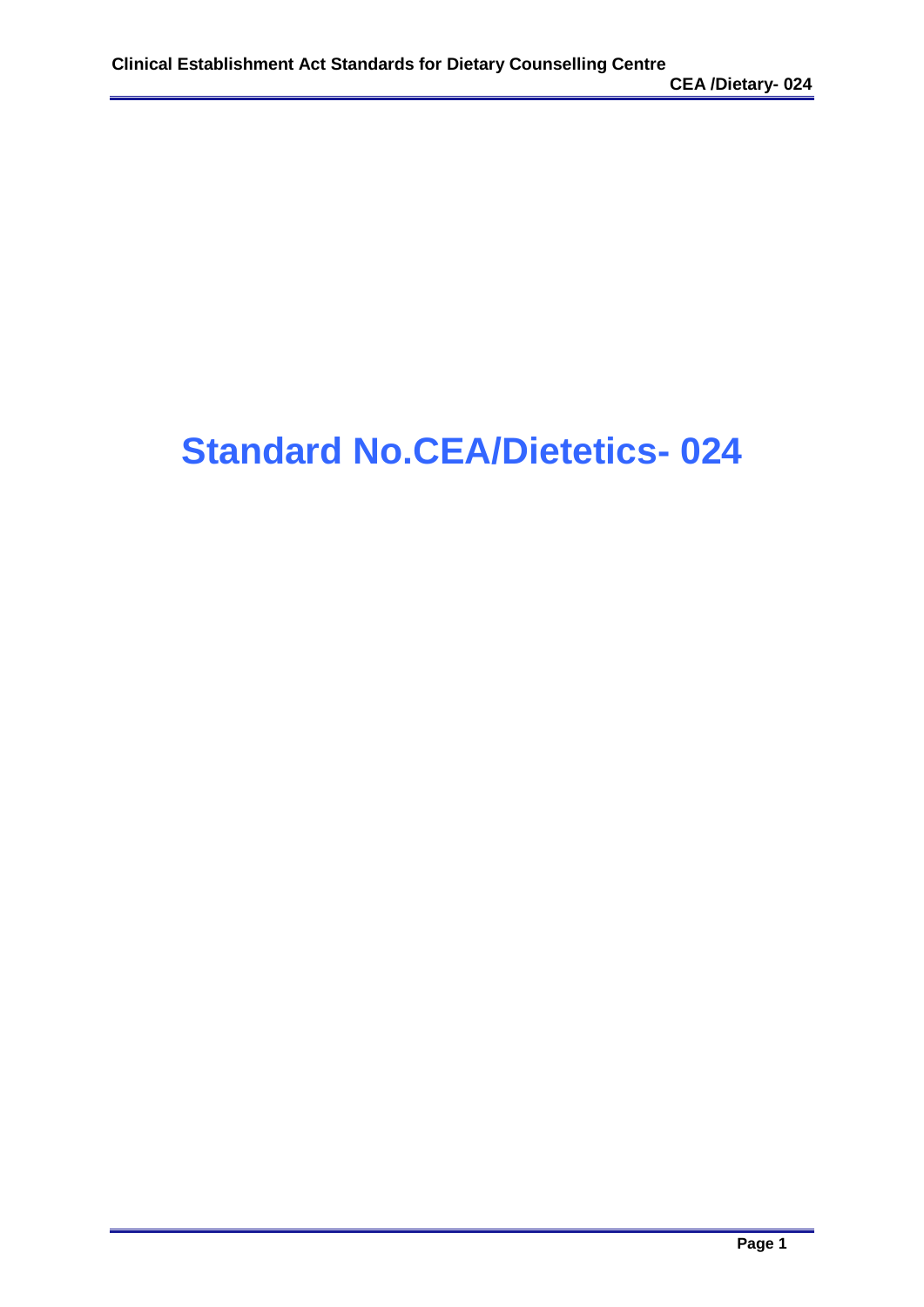# Standard No.CEA/Dietetics- 024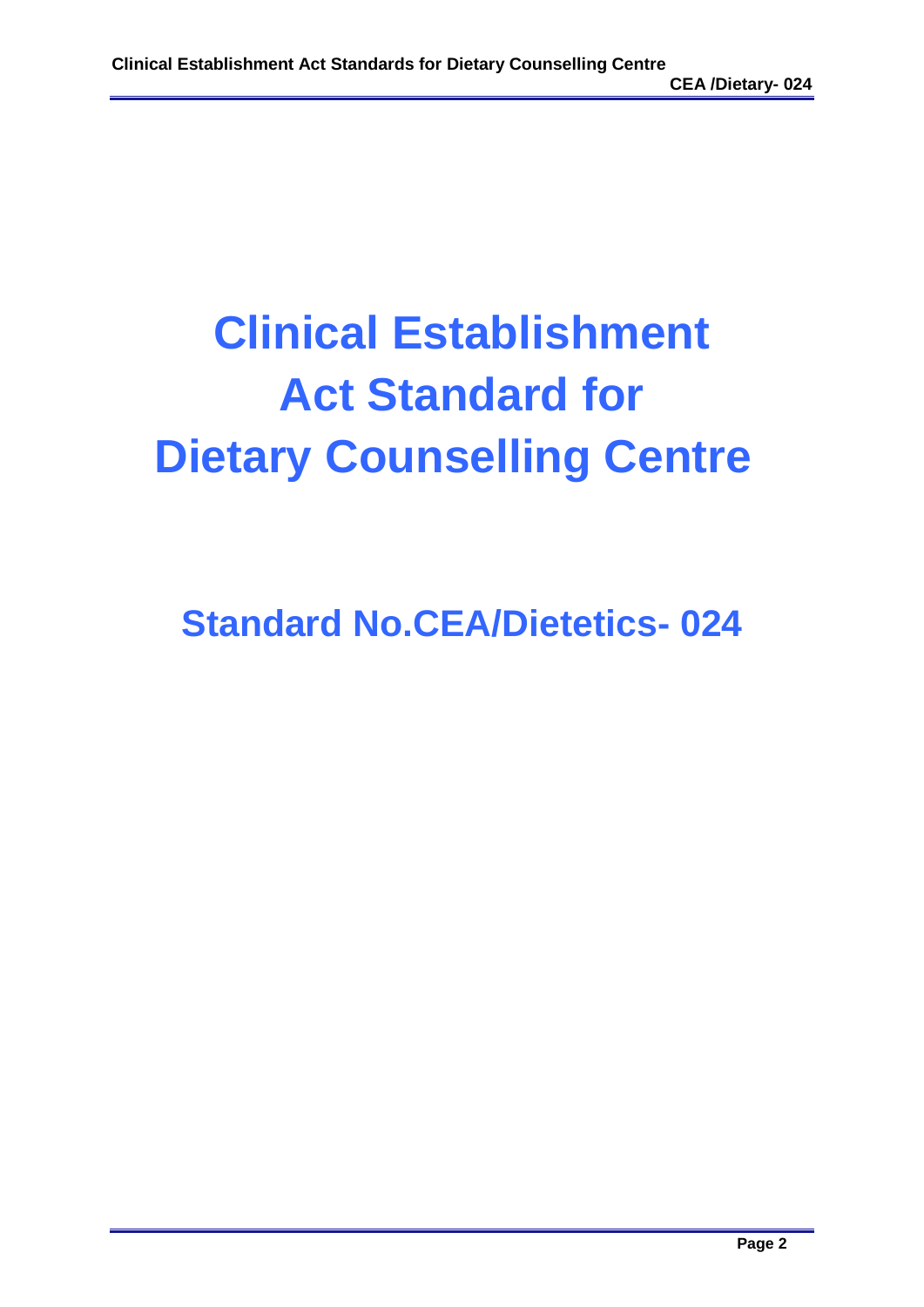# Clinical Establishment Act Standard for Dietary Counselling Centre

## Standard No.CEA/Dietetics- 024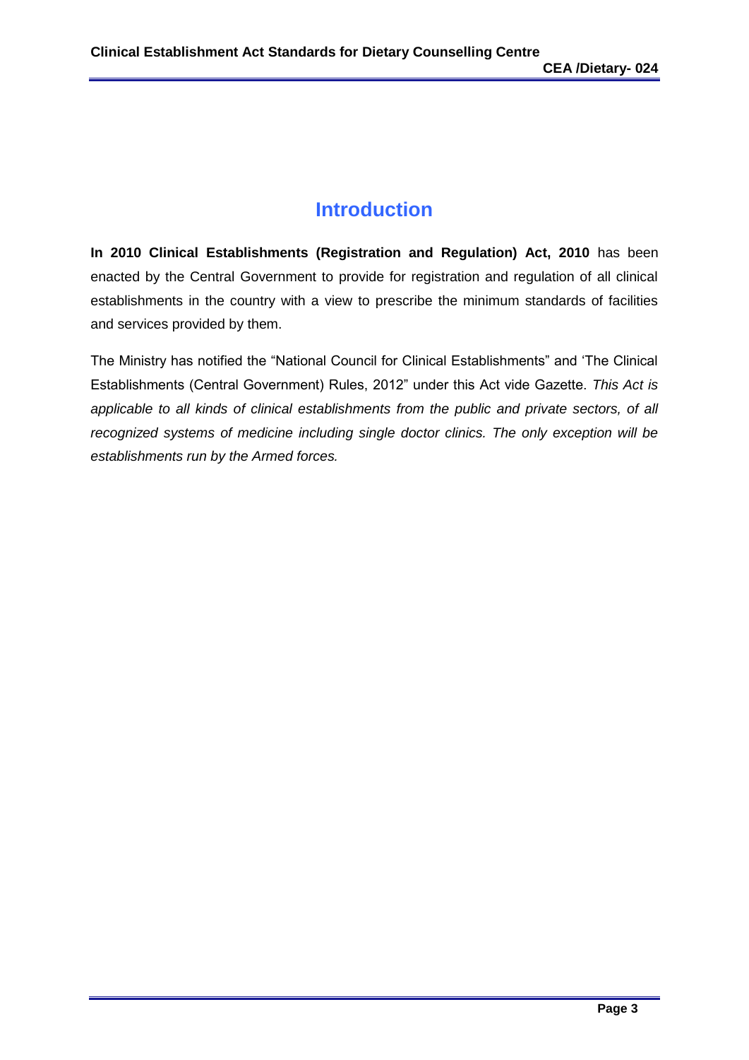# Introduction

**In 2010 Clinical Establishments (Registration and Regulation) Act, 2010** has been enacted by the Central Government to provide for registration and regulation of all clinical establishments in the country with a view to prescribe the minimum standards of facilities and services provided by them.

The Ministry has notified the "National Council for Clinical Establishments" and 'The Clinical Establishments (Central Government) Rules, 2012" under this Act vide Gazette. *This Act is applicable to all kinds of clinical establishments from the public and private sectors, of all recognized systems of medicine including single doctor clinics. The only exception will be establishments run by the Armed forces.*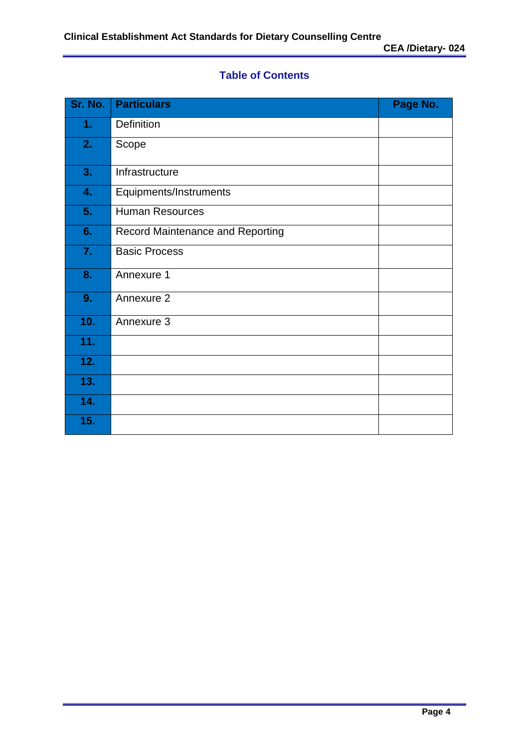## Table of Contents

| Sr. No. | Particulars | Page No. |
|---|---|---|
| 1. | Definition | |
| 2. | Scope | |
| 3. | Infrastructure | |
| 4. | Equipments/Instruments | |
| 5. | Human Resources | |
| 6. | Record Maintenance and Reporting | |
| 7. | Basic Process | |
| 8. | Annexure 1 | |
| 9. | Annexure 2 | |
| 10. | Annexure 3 | |
| 11. | | |
| 12. | | |
| 13. | | |
| 14. | | |
| 15. | | |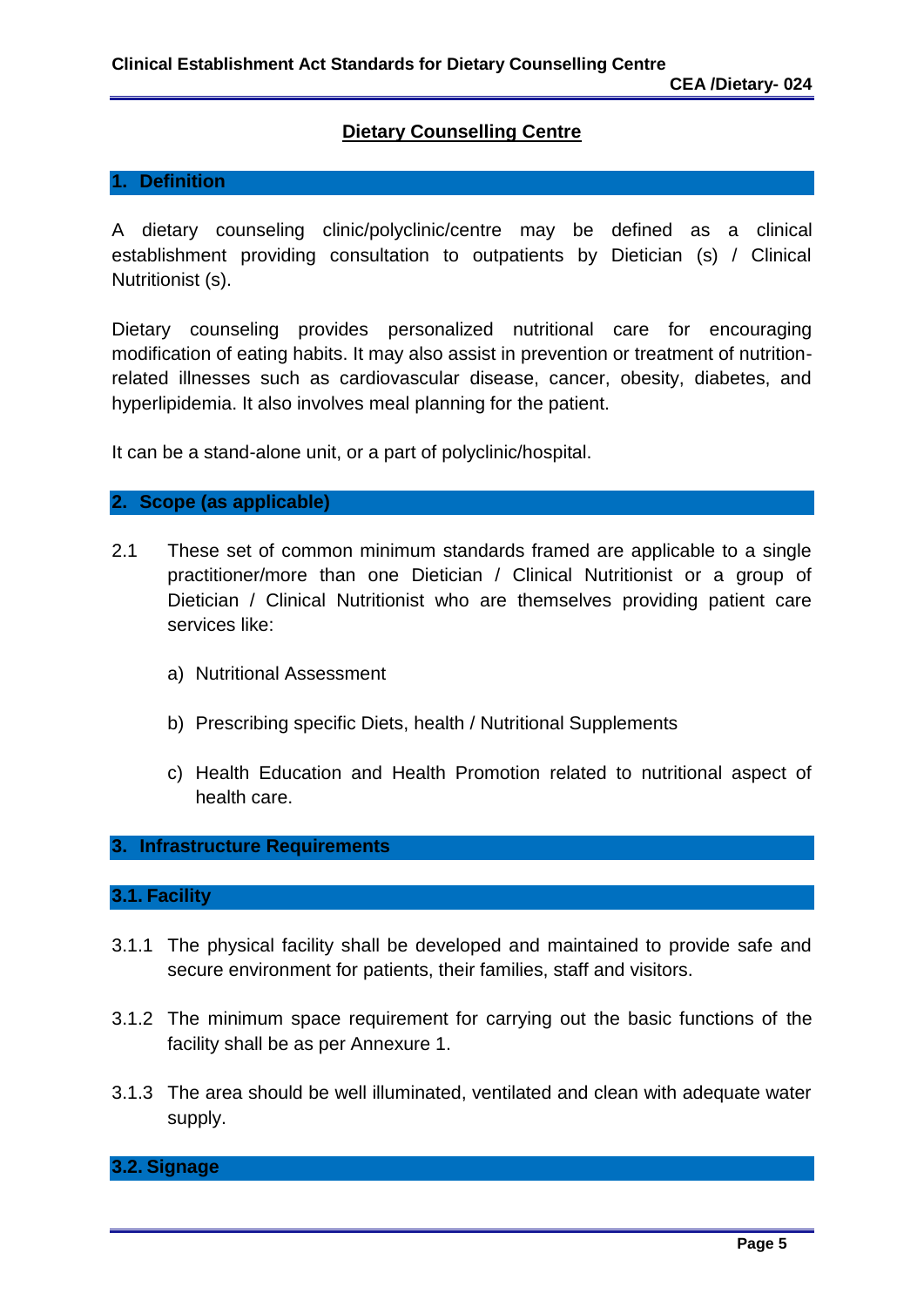## Dietary Counselling Centre

### 1. Definition

A dietary counseling clinic/polyclinic/centre may be defined as a clinical establishment providing consultation to outpatients by Dietician (s) / Clinical Nutritionist (s).

Dietary counseling provides personalized nutritional care for encouraging modification of eating habits. It may also assist in prevention or treatment of nutrition-related illnesses such as cardiovascular disease, cancer, obesity, diabetes, and hyperlipidemia. It also involves meal planning for the patient.

It can be a stand-alone unit, or a part of polyclinic/hospital.

### 2. Scope (as applicable)

2.1 These set of common minimum standards framed are applicable to a single practitioner/more than one Dietician / Clinical Nutritionist or a group of Dietician / Clinical Nutritionist who are themselves providing patient care services like:

a) Nutritional Assessment

b) Prescribing specific Diets, health / Nutritional Supplements

c) Health Education and Health Promotion related to nutritional aspect of health care.

### 3. Infrastructure Requirements

#### 3.1. Facility

3.1.1 The physical facility shall be developed and maintained to provide safe and secure environment for patients, their families, staff and visitors.

3.1.2 The minimum space requirement for carrying out the basic functions of the facility shall be as per Annexure 1.

3.1.3 The area should be well illuminated, ventilated and clean with adequate water supply.

#### 3.2. Signage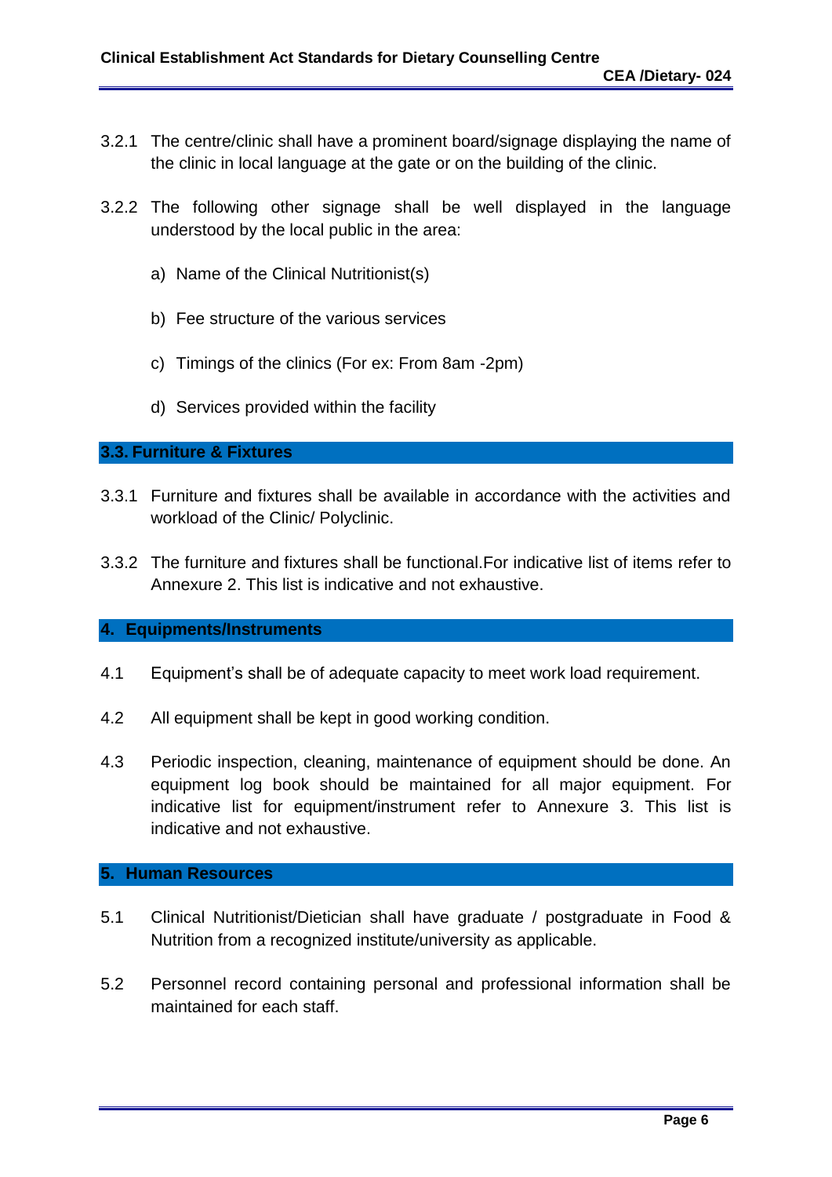3.2.1 The centre/clinic shall have a prominent board/signage displaying the name of the clinic in local language at the gate or on the building of the clinic.

3.2.2 The following other signage shall be well displayed in the language understood by the local public in the area:

a) Name of the Clinical Nutritionist(s)

b) Fee structure of the various services

c) Timings of the clinics (For ex: From 8am -2pm)

d) Services provided within the facility

## 3.3. Furniture & Fixtures

3.3.1 Furniture and fixtures shall be available in accordance with the activities and workload of the Clinic/ Polyclinic.

3.3.2 The furniture and fixtures shall be functional.For indicative list of items refer to Annexure 2. This list is indicative and not exhaustive.

## 4. Equipments/Instruments

4.1 Equipment's shall be of adequate capacity to meet work load requirement.

4.2 All equipment shall be kept in good working condition.

4.3 Periodic inspection, cleaning, maintenance of equipment should be done. An equipment log book should be maintained for all major equipment. For indicative list for equipment/instrument refer to Annexure 3. This list is indicative and not exhaustive.

## 5. Human Resources

5.1 Clinical Nutritionist/Dietician shall have graduate / postgraduate in Food & Nutrition from a recognized institute/university as applicable.

5.2 Personnel record containing personal and professional information shall be maintained for each staff.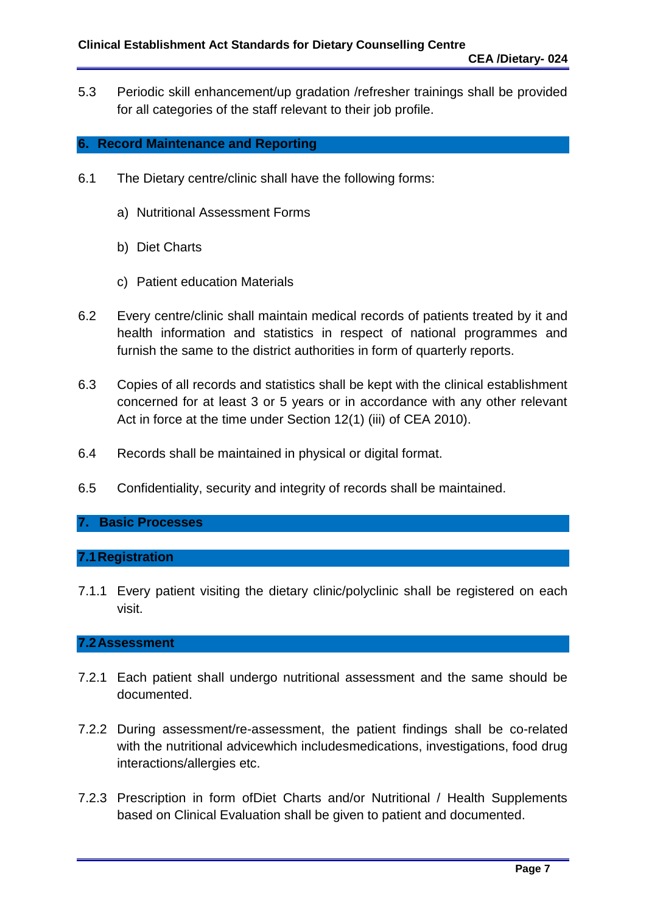5.3 Periodic skill enhancement/up gradation /refresher trainings shall be provided for all categories of the staff relevant to their job profile.

## 6. Record Maintenance and Reporting

6.1 The Dietary centre/clinic shall have the following forms:

a) Nutritional Assessment Forms

b) Diet Charts

c) Patient education Materials

6.2 Every centre/clinic shall maintain medical records of patients treated by it and health information and statistics in respect of national programmes and furnish the same to the district authorities in form of quarterly reports.

6.3 Copies of all records and statistics shall be kept with the clinical establishment concerned for at least 3 or 5 years or in accordance with any other relevant Act in force at the time under Section 12(1) (iii) of CEA 2010).

6.4 Records shall be maintained in physical or digital format.

6.5 Confidentiality, security and integrity of records shall be maintained.

## 7. Basic Processes

### 7.1 Registration

7.1.1 Every patient visiting the dietary clinic/polyclinic shall be registered on each visit.

### 7.2 Assessment

7.2.1 Each patient shall undergo nutritional assessment and the same should be documented.

7.2.2 During assessment/re-assessment, the patient findings shall be co-related with the nutritional advicewhich includesmedications, investigations, food drug interactions/allergies etc.

7.2.3 Prescription in form ofDiet Charts and/or Nutritional / Health Supplements based on Clinical Evaluation shall be given to patient and documented.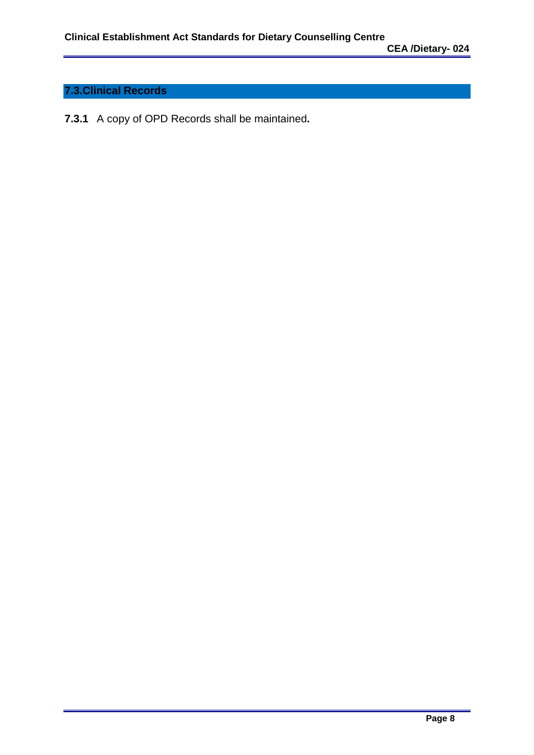## 7.3.Clinical Records

**7.3.1** A copy of OPD Records shall be maintained**.**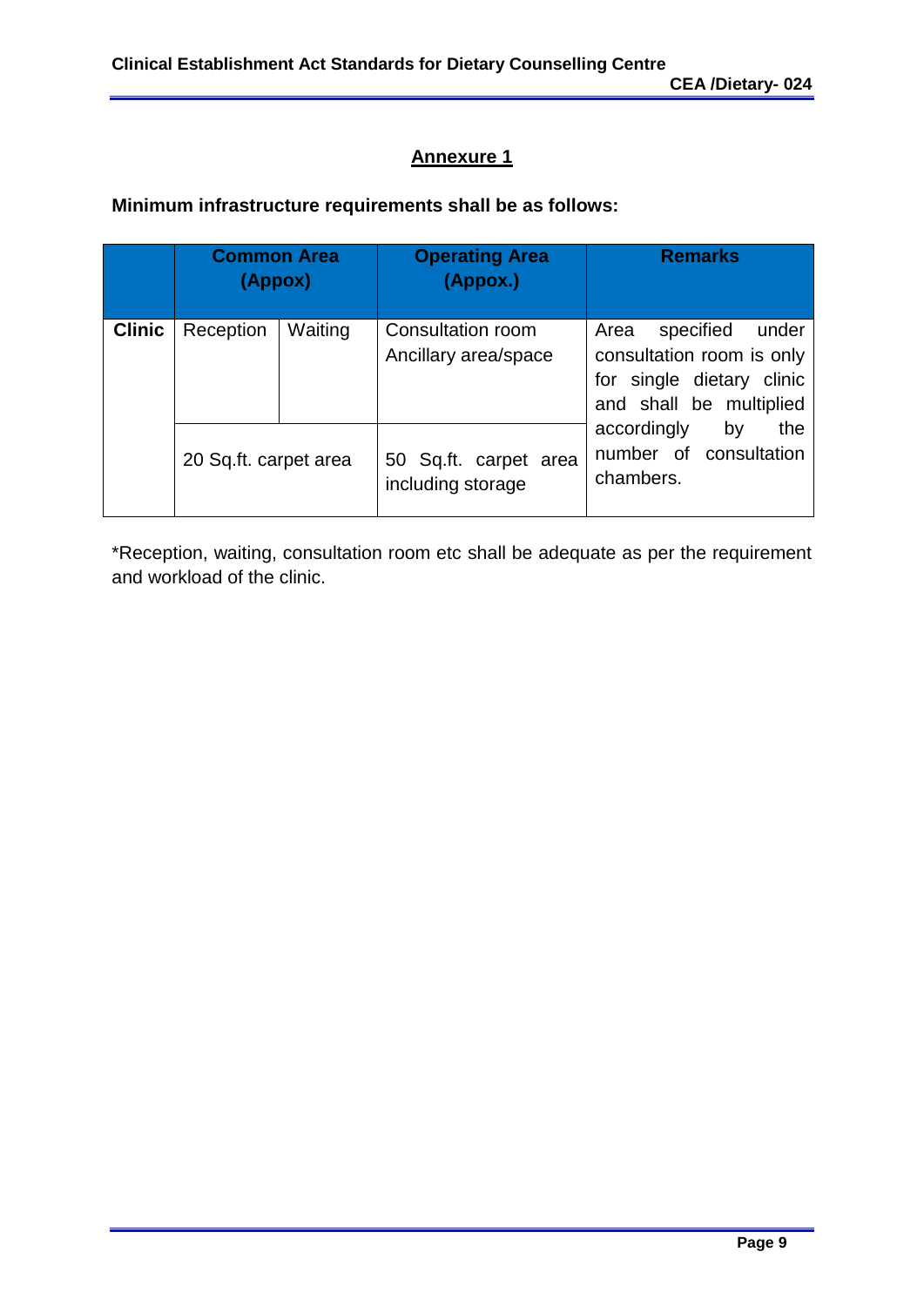## Annexure 1

**Minimum infrastructure requirements shall be as follows:**

| | Common Area (Appox) | | Operating Area (Appox.) | Remarks |
|---|---|---|---|---|
| **Clinic** | Reception | Waiting | Consultation room<br>Ancillary area/space | Area specified under consultation room is only for single dietary clinic and shall be multiplied accordingly by the number of consultation chambers. |
| | 20 Sq.ft. carpet area | | 50 Sq.ft. carpet area including storage | |

*Reception, waiting, consultation room etc shall be adequate as per the requirement and workload of the clinic.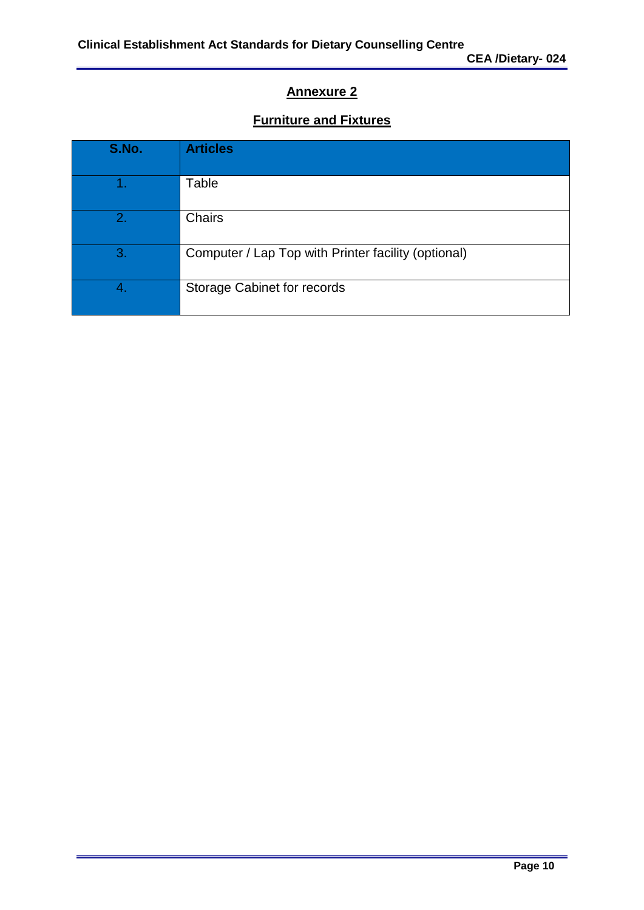## Annexure 2

### Furniture and Fixtures

| S.No. | Articles |
|---|---|
| 1. | Table |
| 2. | Chairs |
| 3. | Computer / Lap Top with Printer facility (optional) |
| 4. | Storage Cabinet for records |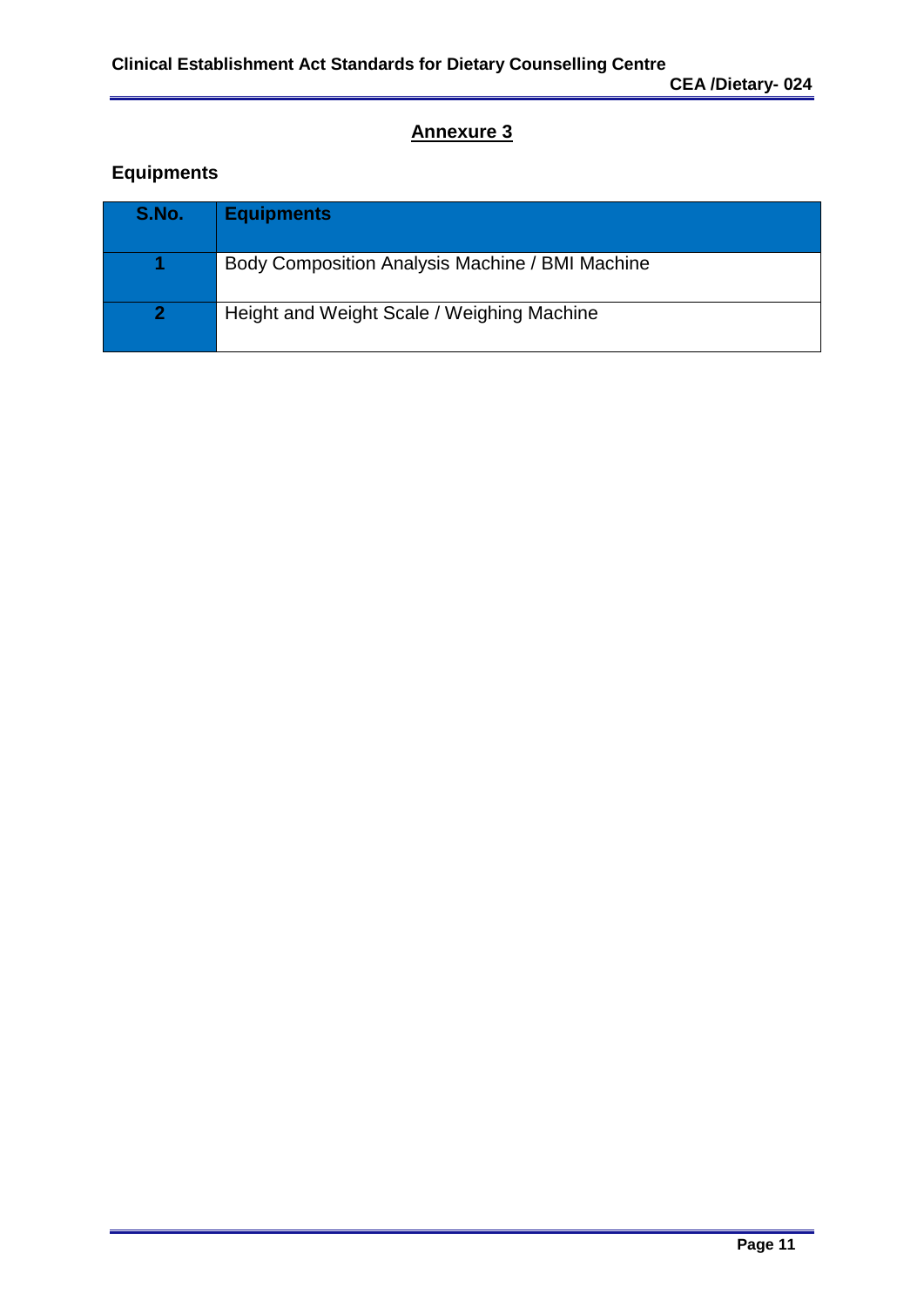## Annexure 3

### Equipments

| S.No. | Equipments |
|---|---|
| 1 | Body Composition Analysis Machine / BMI Machine |
| 2 | Height and Weight Scale / Weighing Machine |